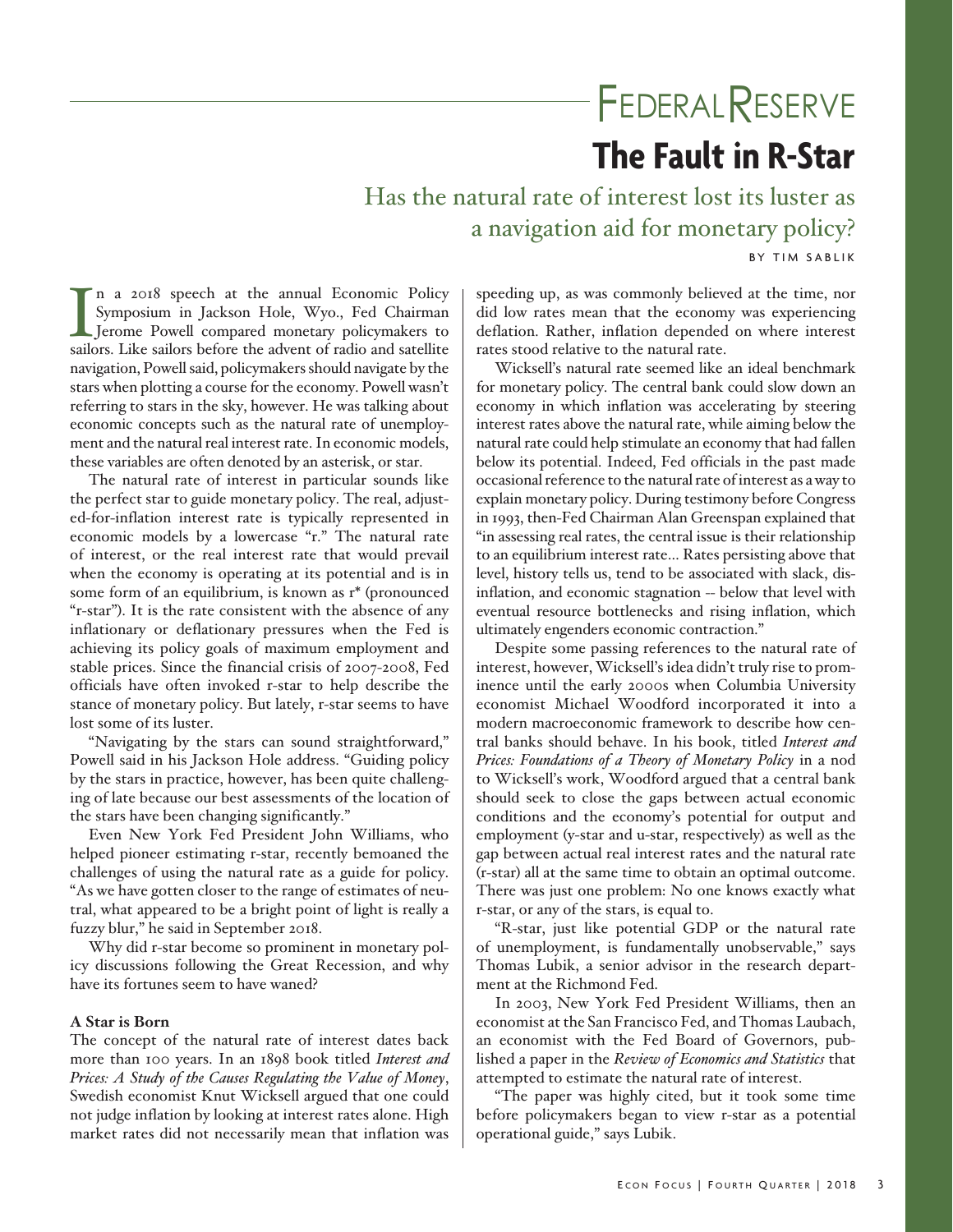# FEDERAL RESERVE

## The Fault in R-Star

### Has the natural rate of interest lost its luster as a navigation aid for monetary policy?

BY TIM SABLIK

In a 2018 speech at the annual Economic Policy Symposium in Jackson Hole, Wyo., Fed Chairman Jerome Powell compared monetary policymakers to sailors. Like sailors before the advent of radio and satellite navigation, Powell said, policymakers should navigate by the stars when plotting a course for the economy. Powell wasn't referring to stars in the sky, however. He was talking about economic concepts such as the natural rate of unemployment and the natural real interest rate. In economic models, these variables are often denoted by an asterisk, or star.

The natural rate of interest in particular sounds like the perfect star to guide monetary policy. The real, adjusted-for-inflation interest rate is typically represented in economic models by a lowercase "r." The natural rate of interest, or the real interest rate that would prevail when the economy is operating at its potential and is in some form of an equilibrium, is known as r* (pronounced "r-star"). It is the rate consistent with the absence of any inflationary or deflationary pressures when the Fed is achieving its policy goals of maximum employment and stable prices. Since the financial crisis of 2007-2008, Fed officials have often invoked r-star to help describe the stance of monetary policy. But lately, r-star seems to have lost some of its luster.

"Navigating by the stars can sound straightforward," Powell said in his Jackson Hole address. "Guiding policy by the stars in practice, however, has been quite challenging of late because our best assessments of the location of the stars have been changing significantly."

Even New York Fed President John Williams, who helped pioneer estimating r-star, recently bemoaned the challenges of using the natural rate as a guide for policy. "As we have gotten closer to the range of estimates of neutral, what appeared to be a bright point of light is really a fuzzy blur," he said in September 2018.

Why did r-star become so prominent in monetary policy discussions following the Great Recession, and why have its fortunes seem to have waned?

**A Star is Born**

The concept of the natural rate of interest dates back more than 100 years. In an 1898 book titled *Interest and Prices: A Study of the Causes Regulating the Value of Money*, Swedish economist Knut Wicksell argued that one could not judge inflation by looking at interest rates alone. High market rates did not necessarily mean that inflation was speeding up, as was commonly believed at the time, nor did low rates mean that the economy was experiencing deflation. Rather, inflation depended on where interest rates stood relative to the natural rate.

Wicksell's natural rate seemed like an ideal benchmark for monetary policy. The central bank could slow down an economy in which inflation was accelerating by steering interest rates above the natural rate, while aiming below the natural rate could help stimulate an economy that had fallen below its potential. Indeed, Fed officials in the past made occasional reference to the natural rate of interest as a way to explain monetary policy. During testimony before Congress in 1993, then-Fed Chairman Alan Greenspan explained that "in assessing real rates, the central issue is their relationship to an equilibrium interest rate... Rates persisting above that level, history tells us, tend to be associated with slack, disinflation, and economic stagnation -- below that level with eventual resource bottlenecks and rising inflation, which ultimately engenders economic contraction."

Despite some passing references to the natural rate of interest, however, Wicksell's idea didn't truly rise to prominence until the early 2000s when Columbia University economist Michael Woodford incorporated it into a modern macroeconomic framework to describe how central banks should behave. In his book, titled *Interest and Prices: Foundations of a Theory of Monetary Policy* in a nod to Wicksell's work, Woodford argued that a central bank should seek to close the gaps between actual economic conditions and the economy's potential for output and employment (y-star and u-star, respectively) as well as the gap between actual real interest rates and the natural rate (r-star) all at the same time to obtain an optimal outcome. There was just one problem: No one knows exactly what r-star, or any of the stars, is equal to.

"R-star, just like potential GDP or the natural rate of unemployment, is fundamentally unobservable," says Thomas Lubik, a senior advisor in the research department at the Richmond Fed.

In 2003, New York Fed President Williams, then an economist at the San Francisco Fed, and Thomas Laubach, an economist with the Fed Board of Governors, published a paper in the *Review of Economics and Statistics* that attempted to estimate the natural rate of interest.

"The paper was highly cited, but it took some time before policymakers began to view r-star as a potential operational guide," says Lubik.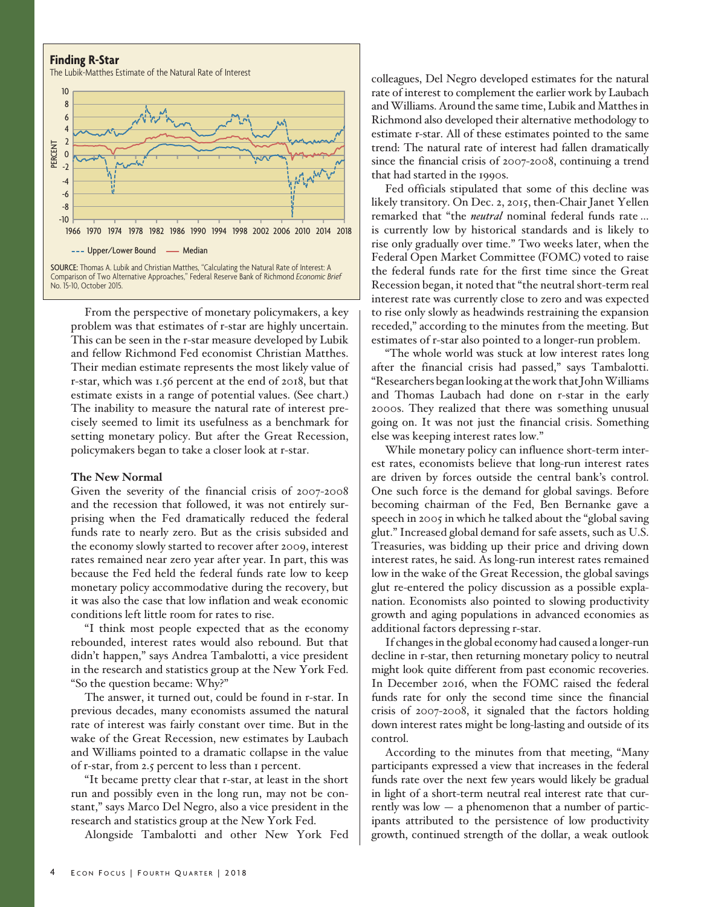**Finding R-Star**

The Lubik-Matthes Estimate of the Natural Rate of Interest

SOURCE: Thomas A. Lubik and Christian Matthes, "Calculating the Natural Rate of Interest: A Comparison of Two Alternative Approaches," Federal Reserve Bank of Richmond *Economic Brief* No. 15-10, October 2015.

From the perspective of monetary policymakers, a key problem was that estimates of r-star are highly uncertain. This can be seen in the r-star measure developed by Lubik and fellow Richmond Fed economist Christian Matthes. Their median estimate represents the most likely value of r-star, which was 1.56 percent at the end of 2018, but that estimate exists in a range of potential values. (See chart.) The inability to measure the natural rate of interest precisely seemed to limit its usefulness as a benchmark for setting monetary policy. But after the Great Recession, policymakers began to take a closer look at r-star.

### The New Normal

Given the severity of the financial crisis of 2007-2008 and the recession that followed, it was not entirely surprising when the Fed dramatically reduced the federal funds rate to nearly zero. But as the crisis subsided and the economy slowly started to recover after 2009, interest rates remained near zero year after year. In part, this was because the Fed held the federal funds rate low to keep monetary policy accommodative during the recovery, but it was also the case that low inflation and weak economic conditions left little room for rates to rise.

"I think most people expected that as the economy rebounded, interest rates would also rebound. But that didn't happen," says Andrea Tambalotti, a vice president in the research and statistics group at the New York Fed. "So the question became: Why?"

The answer, it turned out, could be found in r-star. In previous decades, many economists assumed the natural rate of interest was fairly constant over time. But in the wake of the Great Recession, new estimates by Laubach and Williams pointed to a dramatic collapse in the value of r-star, from 2.5 percent to less than 1 percent.

"It became pretty clear that r-star, at least in the short run and possibly even in the long run, may not be constant," says Marco Del Negro, also a vice president in the research and statistics group at the New York Fed.

Alongside Tambalotti and other New York Fed colleagues, Del Negro developed estimates for the natural rate of interest to complement the earlier work by Laubach and Williams. Around the same time, Lubik and Matthes in Richmond also developed their alternative methodology to estimate r-star. All of these estimates pointed to the same trend: The natural rate of interest had fallen dramatically since the financial crisis of 2007-2008, continuing a trend that had started in the 1990s.

Fed officials stipulated that some of this decline was likely transitory. On Dec. 2, 2015, then-Chair Janet Yellen remarked that "the *neutral* nominal federal funds rate ... is currently low by historical standards and is likely to rise only gradually over time." Two weeks later, when the Federal Open Market Committee (FOMC) voted to raise the federal funds rate for the first time since the Great Recession began, it noted that "the neutral short-term real interest rate was currently close to zero and was expected to rise only slowly as headwinds restraining the expansion receded," according to the minutes from the meeting. But estimates of r-star also pointed to a longer-run problem.

"The whole world was stuck at low interest rates long after the financial crisis had passed," says Tambalotti. "Researchers began looking at the work that John Williams and Thomas Laubach had done on r-star in the early 2000s. They realized that there was something unusual going on. It was not just the financial crisis. Something else was keeping interest rates low."

While monetary policy can influence short-term interest rates, economists believe that long-run interest rates are driven by forces outside the central bank's control. One such force is the demand for global savings. Before becoming chairman of the Fed, Ben Bernanke gave a speech in 2005 in which he talked about the "global saving glut." Increased global demand for safe assets, such as U.S. Treasuries, was bidding up their price and driving down interest rates, he said. As long-run interest rates remained low in the wake of the Great Recession, the global savings glut re-entered the policy discussion as a possible explanation. Economists also pointed to slowing productivity growth and aging populations in advanced economies as additional factors depressing r-star.

If changes in the global economy had caused a longer-run decline in r-star, then returning monetary policy to neutral might look quite different from past economic recoveries. In December 2016, when the FOMC raised the federal funds rate for only the second time since the financial crisis of 2007-2008, it signaled that the factors holding down interest rates might be long-lasting and outside of its control.

According to the minutes from that meeting, "Many participants expressed a view that increases in the federal funds rate over the next few years would likely be gradual in light of a short-term neutral real interest rate that currently was low — a phenomenon that a number of participants attributed to the persistence of low productivity growth, continued strength of the dollar, a weak outlook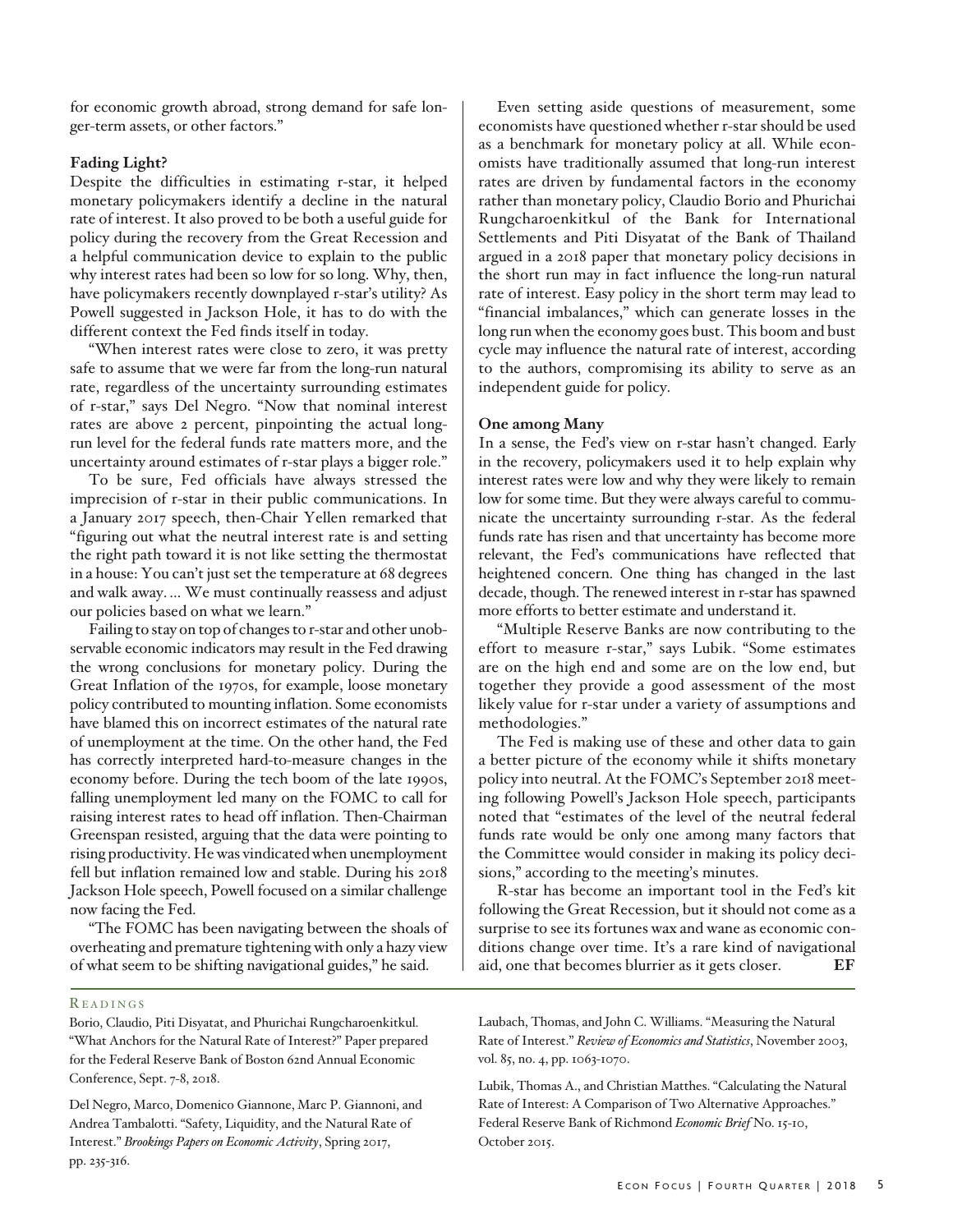for economic growth abroad, strong demand for safe longer-term assets, or other factors."

**Fading Light?**

Despite the difficulties in estimating r-star, it helped monetary policymakers identify a decline in the natural rate of interest. It also proved to be both a useful guide for policy during the recovery from the Great Recession and a helpful communication device to explain to the public why interest rates had been so low for so long. Why, then, have policymakers recently downplayed r-star's utility? As Powell suggested in Jackson Hole, it has to do with the different context the Fed finds itself in today.

"When interest rates were close to zero, it was pretty safe to assume that we were far from the long-run natural rate, regardless of the uncertainty surrounding estimates of r-star," says Del Negro. "Now that nominal interest rates are above 2 percent, pinpointing the actual long-run level for the federal funds rate matters more, and the uncertainty around estimates of r-star plays a bigger role."

To be sure, Fed officials have always stressed the imprecision of r-star in their public communications. In a January 2017 speech, then-Chair Yellen remarked that "figuring out what the neutral interest rate is and setting the right path toward it is not like setting the thermostat in a house: You can't just set the temperature at 68 degrees and walk away. ... We must continually reassess and adjust our policies based on what we learn."

Failing to stay on top of changes to r-star and other unobservable economic indicators may result in the Fed drawing the wrong conclusions for monetary policy. During the Great Inflation of the 1970s, for example, loose monetary policy contributed to mounting inflation. Some economists have blamed this on incorrect estimates of the natural rate of unemployment at the time. On the other hand, the Fed has correctly interpreted hard-to-measure changes in the economy before. During the tech boom of the late 1990s, falling unemployment led many on the FOMC to call for raising interest rates to head off inflation. Then-Chairman Greenspan resisted, arguing that the data were pointing to rising productivity. He was vindicated when unemployment fell but inflation remained low and stable. During his 2018 Jackson Hole speech, Powell focused on a similar challenge now facing the Fed.

"The FOMC has been navigating between the shoals of overheating and premature tightening with only a hazy view of what seem to be shifting navigational guides," he said.

Even setting aside questions of measurement, some economists have questioned whether r-star should be used as a benchmark for monetary policy at all. While economists have traditionally assumed that long-run interest rates are driven by fundamental factors in the economy rather than monetary policy, Claudio Borio and Phurichai Rungcharoenkitkul of the Bank for International Settlements and Piti Disyatat of the Bank of Thailand argued in a 2018 paper that monetary policy decisions in the short run may in fact influence the long-run natural rate of interest. Easy policy in the short term may lead to "financial imbalances," which can generate losses in the long run when the economy goes bust. This boom and bust cycle may influence the natural rate of interest, according to the authors, compromising its ability to serve as an independent guide for policy.

**One among Many**

In a sense, the Fed's view on r-star hasn't changed. Early in the recovery, policymakers used it to help explain why interest rates were low and why they were likely to remain low for some time. But they were always careful to communicate the uncertainty surrounding r-star. As the federal funds rate has risen and that uncertainty has become more relevant, the Fed's communications have reflected that heightened concern. One thing has changed in the last decade, though. The renewed interest in r-star has spawned more efforts to better estimate and understand it.

"Multiple Reserve Banks are now contributing to the effort to measure r-star," says Lubik. "Some estimates are on the high end and some are on the low end, but together they provide a good assessment of the most likely value for r-star under a variety of assumptions and methodologies."

The Fed is making use of these and other data to gain a better picture of the economy while it shifts monetary policy into neutral. At the FOMC's September 2018 meeting following Powell's Jackson Hole speech, participants noted that "estimates of the level of the neutral federal funds rate would be only one among many factors that the Committee would consider in making its policy decisions," according to the meeting's minutes.

R-star has become an important tool in the Fed's kit following the Great Recession, but it should not come as a surprise to see its fortunes wax and wane as economic conditions change over time. It's a rare kind of navigational aid, one that becomes blurrier as it gets closer. **EF**

### Readings

Borio, Claudio, Piti Disyatat, and Phurichai Rungcharoenkitkul. "What Anchors for the Natural Rate of Interest?" Paper prepared for the Federal Reserve Bank of Boston 62nd Annual Economic Conference, Sept. 7-8, 2018.

Del Negro, Marco, Domenico Giannone, Marc P. Giannoni, and Andrea Tambalotti. "Safety, Liquidity, and the Natural Rate of Interest." *Brookings Papers on Economic Activity*, Spring 2017, pp. 235-316.

Laubach, Thomas, and John C. Williams. "Measuring the Natural Rate of Interest." *Review of Economics and Statistics*, November 2003, vol. 85, no. 4, pp. 1063-1070.

Lubik, Thomas A., and Christian Matthes. "Calculating the Natural Rate of Interest: A Comparison of Two Alternative Approaches." Federal Reserve Bank of Richmond *Economic Brief* No. 15-10, October 2015.